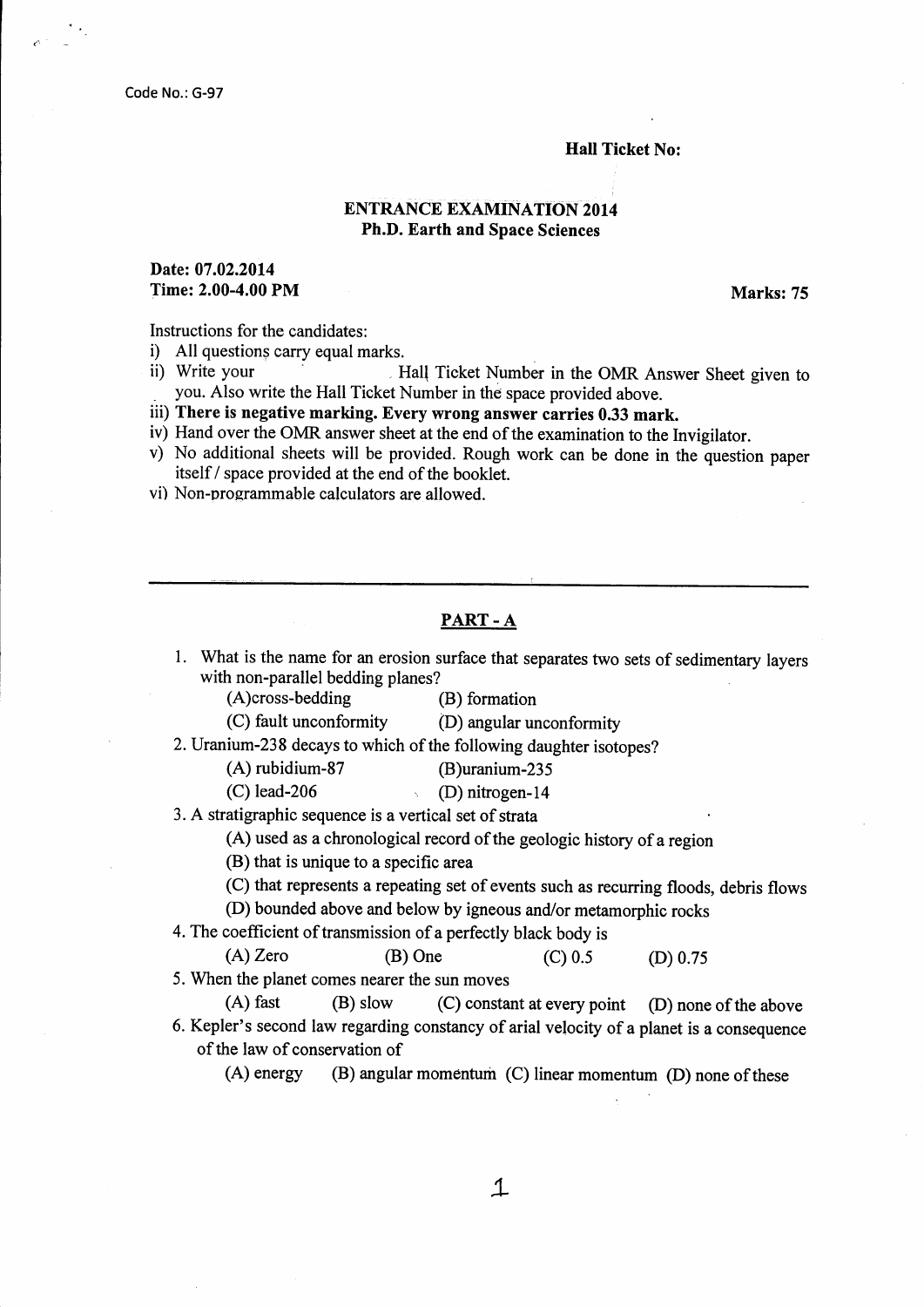Code No.: G-97

**Hall Ticket No:**

**ENTRANCE EXAMINATION 2014**
**Ph.D. Earth and Space Sciences**

**Date: 07.02.2014**
**Time: 2.00-4.00 PM** **Marks: 75**

Instructions for the candidates:

i) All questions carry equal marks.
ii) Write your Hall Ticket Number in the OMR Answer Sheet given to you. Also write the Hall Ticket Number in the space provided above.
iii) **There is negative marking. Every wrong answer carries 0.33 mark.**
iv) Hand over the OMR answer sheet at the end of the examination to the Invigilator.
v) No additional sheets will be provided. Rough work can be done in the question paper itself / space provided at the end of the booklet.
vi) Non-programmable calculators are allowed.

---

## PART - A

1. What is the name for an erosion surface that separates two sets of sedimentary layers with non-parallel bedding planes?
   (A) cross-bedding (B) formation
   (C) fault unconformity (D) angular unconformity

2. Uranium-238 decays to which of the following daughter isotopes?
   (A) rubidium-87 (B) uranium-235
   (C) lead-206 (D) nitrogen-14

3. A stratigraphic sequence is a vertical set of strata
   (A) used as a chronological record of the geologic history of a region
   (B) that is unique to a specific area
   (C) that represents a repeating set of events such as recurring floods, debris flows
   (D) bounded above and below by igneous and/or metamorphic rocks

4. The coefficient of transmission of a perfectly black body is
   (A) Zero (B) One (C) 0.5 (D) 0.75

5. When the planet comes nearer the sun moves
   (A) fast (B) slow (C) constant at every point (D) none of the above

6. Kepler's second law regarding constancy of arial velocity of a planet is a consequence of the law of conservation of
   (A) energy (B) angular momentum (C) linear momentum (D) none of these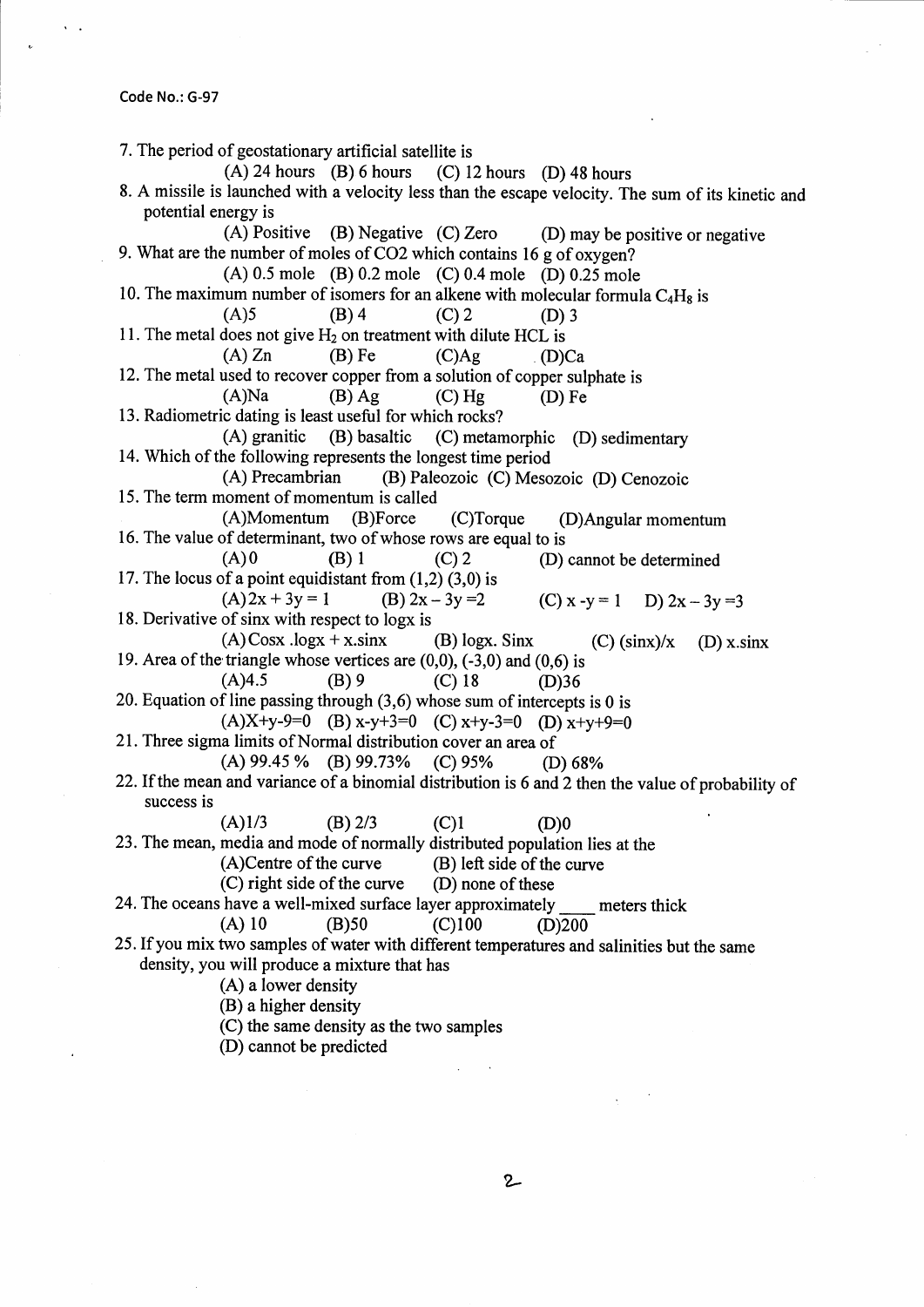Code No.: G-97

7. The period of geostationary artificial satellite is
   (A) 24 hours (B) 6 hours (C) 12 hours (D) 48 hours
8. A missile is launched with a velocity less than the escape velocity. The sum of its kinetic and potential energy is
   (A) Positive (B) Negative (C) Zero (D) may be positive or negative
9. What are the number of moles of CO2 which contains 16 g of oxygen?
   (A) 0.5 mole (B) 0.2 mole (C) 0.4 mole (D) 0.25 mole
10. The maximum number of isomers for an alkene with molecular formula $C_4H_8$ is
    (A)5 (B) 4 (C) 2 (D) 3
11. The metal does not give $H_2$ on treatment with dilute HCL is
    (A) Zn (B) Fe (C)Ag (D)Ca
12. The metal used to recover copper from a solution of copper sulphate is
    (A)Na (B) Ag (C) Hg (D) Fe
13. Radiometric dating is least useful for which rocks?
    (A) granitic (B) basaltic (C) metamorphic (D) sedimentary
14. Which of the following represents the longest time period
    (A) Precambrian (B) Paleozoic (C) Mesozoic (D) Cenozoic
15. The term moment of momentum is called
    (A)Momentum (B)Force (C)Torque (D)Angular momentum
16. The value of determinant, two of whose rows are equal to is
    (A) 0 (B) 1 (C) 2 (D) cannot be determined
17. The locus of a point equidistant from (1,2) (3,0) is
    (A) $2x + 3y = 1$ (B) $2x - 3y = 2$ (C) $x - y = 1$ D) $2x - 3y = 3$
18. Derivative of sinx with respect to logx is
    (A) Cosx .logx + x.sinx (B) logx. Sinx (C) (sinx)/x (D) x.sinx
19. Area of the triangle whose vertices are (0,0), (-3,0) and (0,6) is
    (A)4.5 (B) 9 (C) 18 (D)36
20. Equation of line passing through (3,6) whose sum of intercepts is 0 is
    (A)X+y-9=0 (B) x-y+3=0 (C) x+y-3=0 (D) x+y+9=0
21. Three sigma limits of Normal distribution cover an area of
    (A) 99.45 % (B) 99.73% (C) 95% (D) 68%
22. If the mean and variance of a binomial distribution is 6 and 2 then the value of probability of success is
    (A)1/3 (B) 2/3 (C)1 (D)0
23. The mean, media and mode of normally distributed population lies at the
    (A)Centre of the curve (B) left side of the curve
    (C) right side of the curve (D) none of these
24. The oceans have a well-mixed surface layer approximately ____ meters thick
    (A) 10 (B)50 (C)100 (D)200
25. If you mix two samples of water with different temperatures and salinities but the same density, you will produce a mixture that has
    (A) a lower density
    (B) a higher density
    (C) the same density as the two samples
    (D) cannot be predicted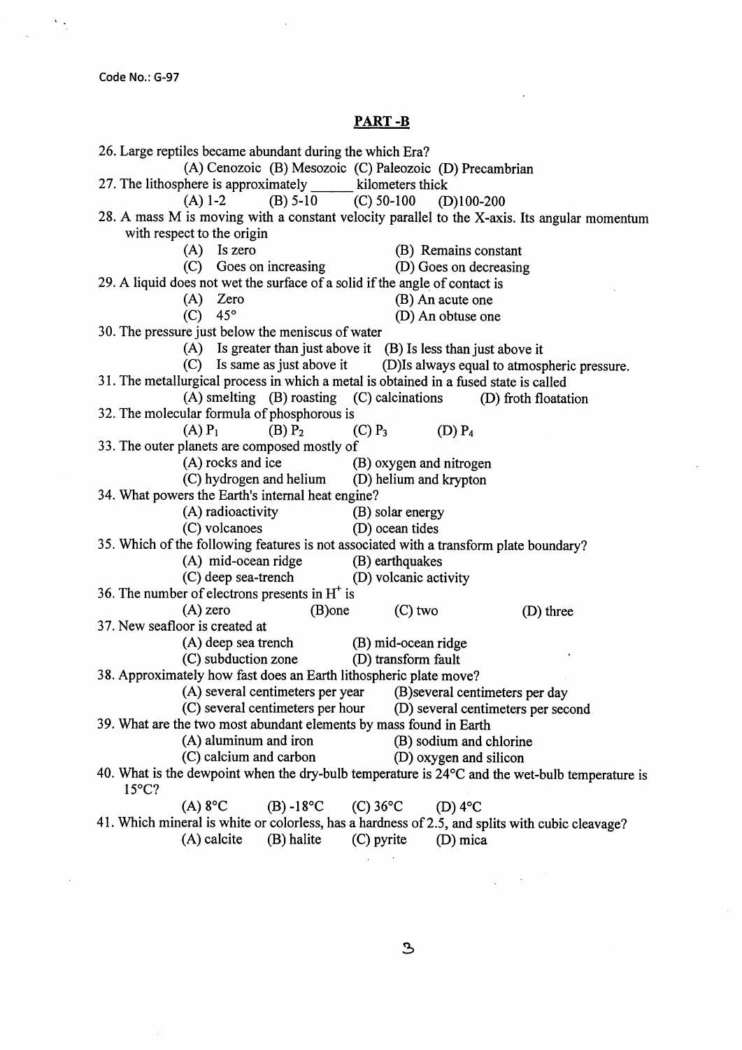Code No.: G-97

## PART -B

26. Large reptiles became abundant during the which Era?
    (A) Cenozoic (B) Mesozoic (C) Paleozoic (D) Precambrian

27. The lithosphere is approximately ______ kilometers thick
    (A) 1-2 (B) 5-10 (C) 50-100 (D)100-200

28. A mass M is moving with a constant velocity parallel to the X-axis. Its angular momentum with respect to the origin
    (A) Is zero (B) Remains constant
    (C) Goes on increasing (D) Goes on decreasing

29. A liquid does not wet the surface of a solid if the angle of contact is
    (A) Zero (B) An acute one
    (C) 45° (D) An obtuse one

30. The pressure just below the meniscus of water
    (A) Is greater than just above it (B) Is less than just above it
    (C) Is same as just above it (D)Is always equal to atmospheric pressure.

31. The metallurgical process in which a metal is obtained in a fused state is called
    (A) smelting (B) roasting (C) calcinations (D) froth floatation

32. The molecular formula of phosphorous is
    (A) $P_1$ (B) $P_2$ (C) $P_3$ (D) $P_4$

33. The outer planets are composed mostly of
    (A) rocks and ice (B) oxygen and nitrogen
    (C) hydrogen and helium (D) helium and krypton

34. What powers the Earth's internal heat engine?
    (A) radioactivity (B) solar energy
    (C) volcanoes (D) ocean tides

35. Which of the following features is not associated with a transform plate boundary?
    (A) mid-ocean ridge (B) earthquakes
    (C) deep sea-trench (D) volcanic activity

36. The number of electrons presents in $H^+$ is
    (A) zero (B)one (C) two (D) three

37. New seafloor is created at
    (A) deep sea trench (B) mid-ocean ridge
    (C) subduction zone (D) transform fault

38. Approximately how fast does an Earth lithospheric plate move?
    (A) several centimeters per year (B)several centimeters per day
    (C) several centimeters per hour (D) several centimeters per second

39. What are the two most abundant elements by mass found in Earth
    (A) aluminum and iron (B) sodium and chlorine
    (C) calcium and carbon (D) oxygen and silicon

40. What is the dewpoint when the dry-bulb temperature is 24°C and the wet-bulb temperature is 15°C?
    (A) 8°C (B) -18°C (C) 36°C (D) 4°C

41. Which mineral is white or colorless, has a hardness of 2.5, and splits with cubic cleavage?
    (A) calcite (B) halite (C) pyrite (D) mica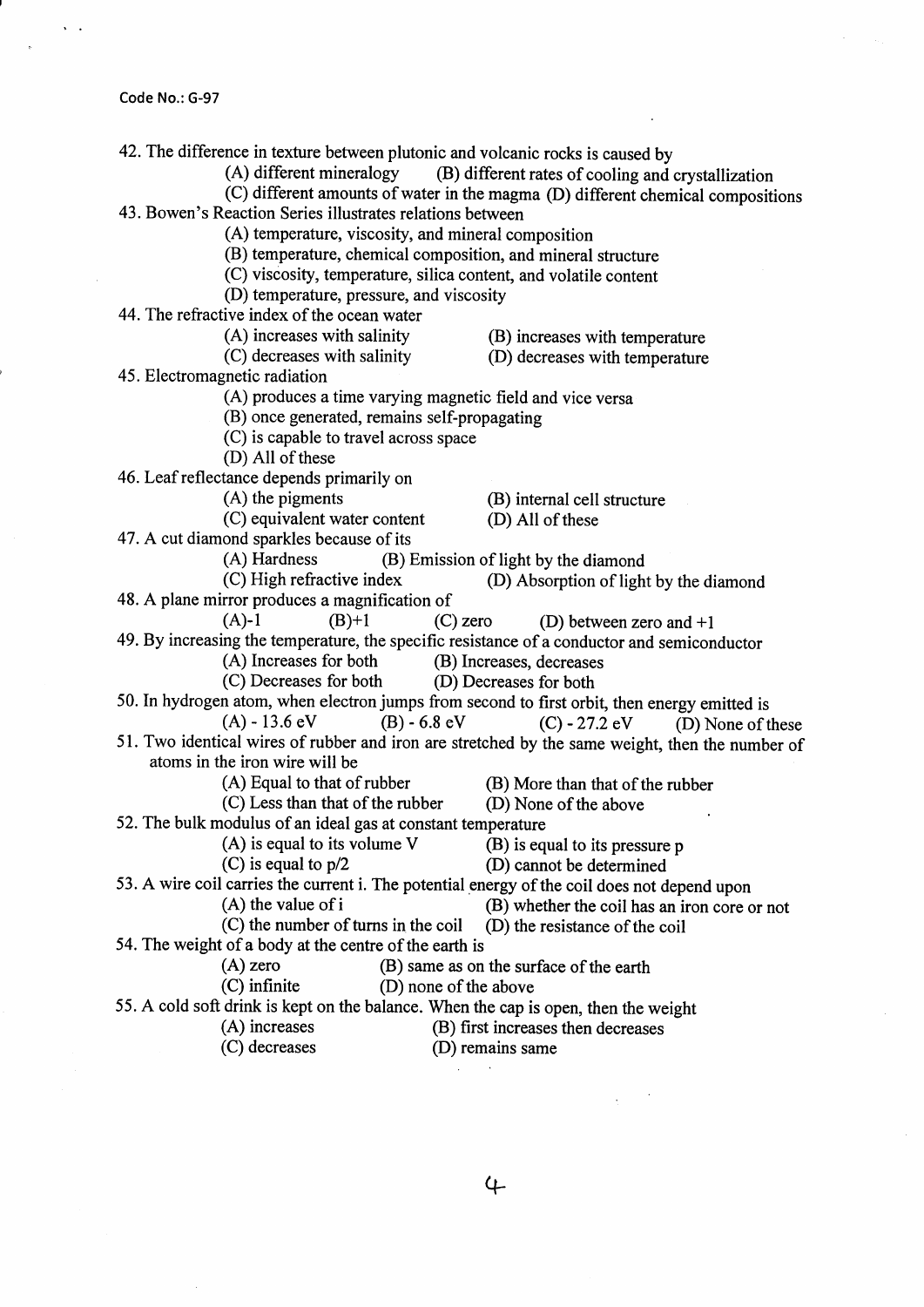Code No.: G-97

42. The difference in texture between plutonic and volcanic rocks is caused by
   (A) different mineralogy (B) different rates of cooling and crystallization
   (C) different amounts of water in the magma (D) different chemical compositions

43. Bowen's Reaction Series illustrates relations between
   (A) temperature, viscosity, and mineral composition
   (B) temperature, chemical composition, and mineral structure
   (C) viscosity, temperature, silica content, and volatile content
   (D) temperature, pressure, and viscosity

44. The refractive index of the ocean water
   (A) increases with salinity (B) increases with temperature
   (C) decreases with salinity (D) decreases with temperature

45. Electromagnetic radiation
   (A) produces a time varying magnetic field and vice versa
   (B) once generated, remains self-propagating
   (C) is capable to travel across space
   (D) All of these

46. Leaf reflectance depends primarily on
   (A) the pigments (B) internal cell structure
   (C) equivalent water content (D) All of these

47. A cut diamond sparkles because of its
   (A) Hardness (B) Emission of light by the diamond
   (C) High refractive index (D) Absorption of light by the diamond

48. A plane mirror produces a magnification of
   (A) $-1$ (B) $+1$ (C) zero (D) between zero and $+1$

49. By increasing the temperature, the specific resistance of a conductor and semiconductor
   (A) Increases for both (B) Increases, decreases
   (C) Decreases for both (D) Decreases for both

50. In hydrogen atom, when electron jumps from second to first orbit, then energy emitted is
   (A) - 13.6 eV (B) - 6.8 eV (C) - 27.2 eV (D) None of these

51. Two identical wires of rubber and iron are stretched by the same weight, then the number of atoms in the iron wire will be
   (A) Equal to that of rubber (B) More than that of the rubber
   (C) Less than that of the rubber (D) None of the above

52. The bulk modulus of an ideal gas at constant temperature
   (A) is equal to its volume V (B) is equal to its pressure p
   (C) is equal to $p/2$ (D) cannot be determined

53. A wire coil carries the current i. The potential energy of the coil does not depend upon
   (A) the value of i (B) whether the coil has an iron core or not
   (C) the number of turns in the coil (D) the resistance of the coil

54. The weight of a body at the centre of the earth is
   (A) zero (B) same as on the surface of the earth
   (C) infinite (D) none of the above

55. A cold soft drink is kept on the balance. When the cap is open, then the weight
   (A) increases (B) first increases then decreases
   (C) decreases (D) remains same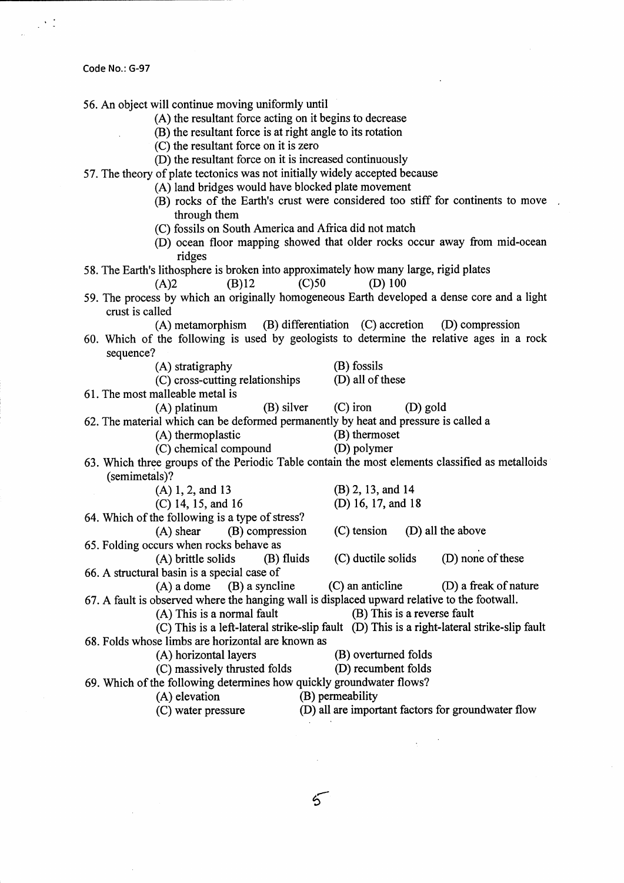Code No.: G-97

56. An object will continue moving uniformly until
    - (A) the resultant force acting on it begins to decrease
    - (B) the resultant force is at right angle to its rotation
    - (C) the resultant force on it is zero
    - (D) the resultant force on it is increased continuously

57. The theory of plate tectonics was not initially widely accepted because
    - (A) land bridges would have blocked plate movement
    - (B) rocks of the Earth's crust were considered too stiff for continents to move through them
    - (C) fossils on South America and Africa did not match
    - (D) ocean floor mapping showed that older rocks occur away from mid-ocean ridges

58. The Earth's lithosphere is broken into approximately how many large, rigid plates
    (A)2 (B)12 (C)50 (D) 100

59. The process by which an originally homogeneous Earth developed a dense core and a light crust is called
    (A) metamorphism (B) differentiation (C) accretion (D) compression

60. Which of the following is used by geologists to determine the relative ages in a rock sequence?
    - (A) stratigraphy
    - (B) fossils
    - (C) cross-cutting relationships
    - (D) all of these

61. The most malleable metal is
    (A) platinum (B) silver (C) iron (D) gold

62. The material which can be deformed permanently by heat and pressure is called a
    - (A) thermoplastic
    - (B) thermoset
    - (C) chemical compound
    - (D) polymer

63. Which three groups of the Periodic Table contain the most elements classified as metalloids (semimetals)?
    - (A) 1, 2, and 13
    - (B) 2, 13, and 14
    - (C) 14, 15, and 16
    - (D) 16, 17, and 18

64. Which of the following is a type of stress?
    (A) shear (B) compression (C) tension (D) all the above

65. Folding occurs when rocks behave as
    (A) brittle solids (B) fluids (C) ductile solids (D) none of these

66. A structural basin is a special case of
    (A) a dome (B) a syncline (C) an anticline (D) a freak of nature

67. A fault is observed where the hanging wall is displaced upward relative to the footwall.
    - (A) This is a normal fault
    - (B) This is a reverse fault
    - (C) This is a left-lateral strike-slip fault
    - (D) This is a right-lateral strike-slip fault

68. Folds whose limbs are horizontal are known as
    - (A) horizontal layers
    - (B) overturned folds
    - (C) massively thrusted folds
    - (D) recumbent folds

69. Which of the following determines how quickly groundwater flows?
    - (A) elevation
    - (B) permeability
    - (C) water pressure
    - (D) all are important factors for groundwater flow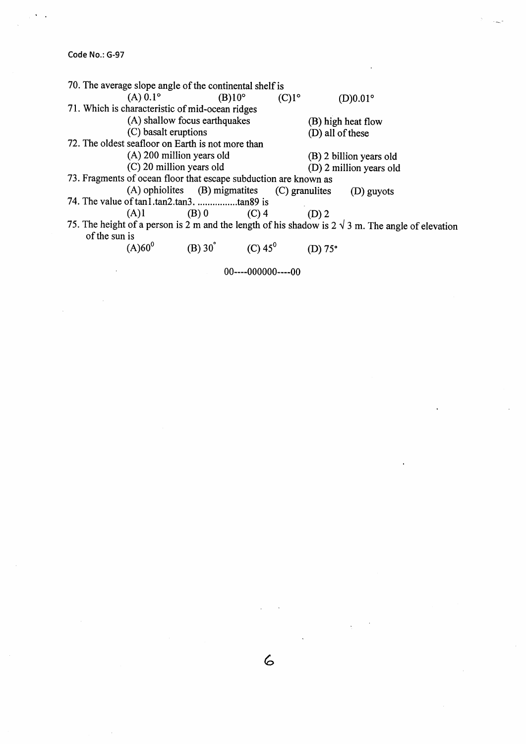Code No.: G-97

70. The average slope angle of the continental shelf is

(A) 0.1° (B) 10° (C) 1° (D) 0.01°

71. Which is characteristic of mid-ocean ridges

(A) shallow focus earthquakes (B) high heat flow
(C) basalt eruptions (D) all of these

72. The oldest seafloor on Earth is not more than

(A) 200 million years old (B) 2 billion years old
(C) 20 million years old (D) 2 million years old

73. Fragments of ocean floor that escape subduction are known as

(A) ophiolites (B) migmatites (C) granulites (D) guyots

74. The value of tan1.tan2.tan3. ................tan89 is

(A) 1 (B) 0 (C) 4 (D) 2

75. The height of a person is 2 m and the length of his shadow is $2\sqrt{3}$ m. The angle of elevation of the sun is

(A) $60^0$ (B) $30^\circ$ (C) $45^0$ (D) 75°

00----000000----00